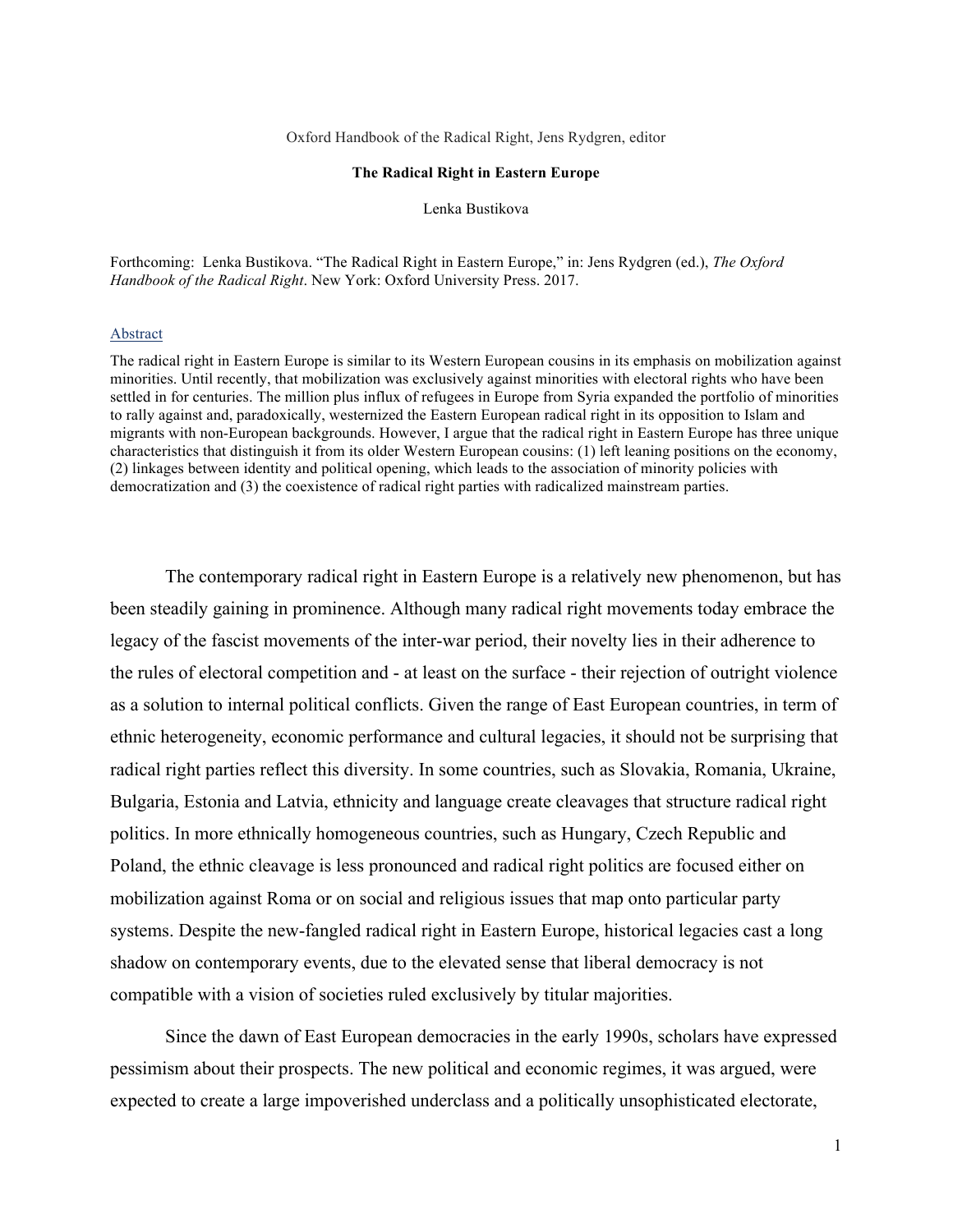Oxford Handbook of the Radical Right, Jens Rydgren, editor

# The Radical Right in Eastern Europe

Lenka Bustikova

Forthcoming: Lenka Bustikova. "The Radical Right in Eastern Europe," in: Jens Rydgren (ed.), *The Oxford Handbook of the Radical Right*. New York: Oxford University Press. 2017.

## Abstract

The radical right in Eastern Europe is similar to its Western European cousins in its emphasis on mobilization against minorities. Until recently, that mobilization was exclusively against minorities with electoral rights who have been settled in for centuries. The million plus influx of refugees in Europe from Syria expanded the portfolio of minorities to rally against and, paradoxically, westernized the Eastern European radical right in its opposition to Islam and migrants with non-European backgrounds. However, I argue that the radical right in Eastern Europe has three unique characteristics that distinguish it from its older Western European cousins: (1) left leaning positions on the economy, (2) linkages between identity and political opening, which leads to the association of minority policies with democratization and (3) the coexistence of radical right parties with radicalized mainstream parties.

The contemporary radical right in Eastern Europe is a relatively new phenomenon, but has been steadily gaining in prominence. Although many radical right movements today embrace the legacy of the fascist movements of the inter-war period, their novelty lies in their adherence to the rules of electoral competition and - at least on the surface - their rejection of outright violence as a solution to internal political conflicts. Given the range of East European countries, in term of ethnic heterogeneity, economic performance and cultural legacies, it should not be surprising that radical right parties reflect this diversity. In some countries, such as Slovakia, Romania, Ukraine, Bulgaria, Estonia and Latvia, ethnicity and language create cleavages that structure radical right politics. In more ethnically homogeneous countries, such as Hungary, Czech Republic and Poland, the ethnic cleavage is less pronounced and radical right politics are focused either on mobilization against Roma or on social and religious issues that map onto particular party systems. Despite the new-fangled radical right in Eastern Europe, historical legacies cast a long shadow on contemporary events, due to the elevated sense that liberal democracy is not compatible with a vision of societies ruled exclusively by titular majorities.

Since the dawn of East European democracies in the early 1990s, scholars have expressed pessimism about their prospects. The new political and economic regimes, it was argued, were expected to create a large impoverished underclass and a politically unsophisticated electorate,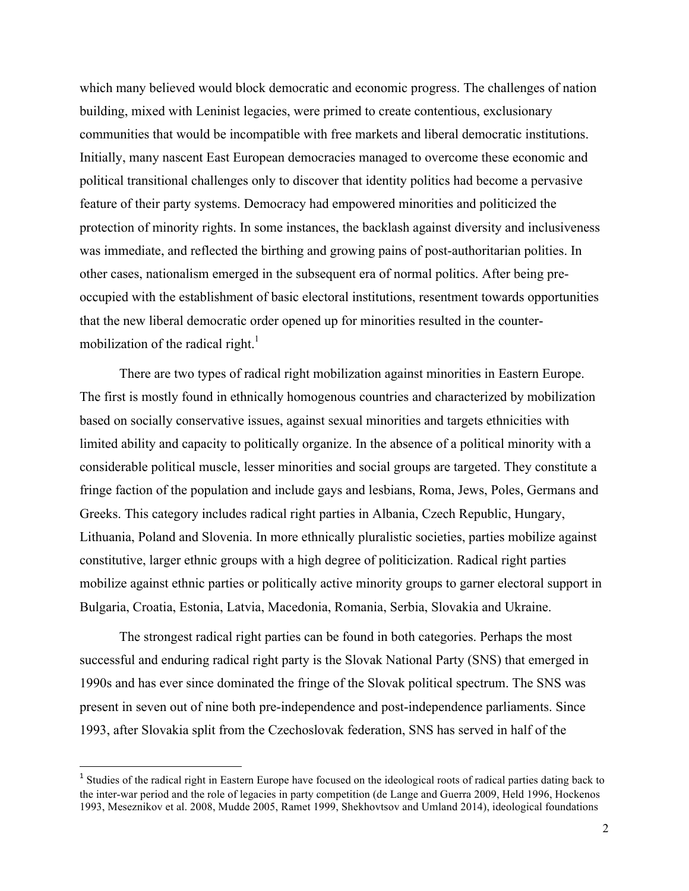which many believed would block democratic and economic progress. The challenges of nation building, mixed with Leninist legacies, were primed to create contentious, exclusionary communities that would be incompatible with free markets and liberal democratic institutions. Initially, many nascent East European democracies managed to overcome these economic and political transitional challenges only to discover that identity politics had become a pervasive feature of their party systems. Democracy had empowered minorities and politicized the protection of minority rights. In some instances, the backlash against diversity and inclusiveness was immediate, and reflected the birthing and growing pains of post-authoritarian polities. In other cases, nationalism emerged in the subsequent era of normal politics. After being pre-occupied with the establishment of basic electoral institutions, resentment towards opportunities that the new liberal democratic order opened up for minorities resulted in the counter-mobilization of the radical right.[1]

There are two types of radical right mobilization against minorities in Eastern Europe. The first is mostly found in ethnically homogenous countries and characterized by mobilization based on socially conservative issues, against sexual minorities and targets ethnicities with limited ability and capacity to politically organize. In the absence of a political minority with a considerable political muscle, lesser minorities and social groups are targeted. They constitute a fringe faction of the population and include gays and lesbians, Roma, Jews, Poles, Germans and Greeks. This category includes radical right parties in Albania, Czech Republic, Hungary, Lithuania, Poland and Slovenia. In more ethnically pluralistic societies, parties mobilize against constitutive, larger ethnic groups with a high degree of politicization. Radical right parties mobilize against ethnic parties or politically active minority groups to garner electoral support in Bulgaria, Croatia, Estonia, Latvia, Macedonia, Romania, Serbia, Slovakia and Ukraine.

The strongest radical right parties can be found in both categories. Perhaps the most successful and enduring radical right party is the Slovak National Party (SNS) that emerged in 1990s and has ever since dominated the fringe of the Slovak political spectrum. The SNS was present in seven out of nine both pre-independence and post-independence parliaments. Since 1993, after Slovakia split from the Czechoslovak federation, SNS has served in half of the

[1] Studies of the radical right in Eastern Europe have focused on the ideological roots of radical parties dating back to the inter-war period and the role of legacies in party competition (de Lange and Guerra 2009, Held 1996, Hockenos 1993, Meseznikov et al. 2008, Mudde 2005, Ramet 1999, Shekhovtsov and Umland 2014), ideological foundations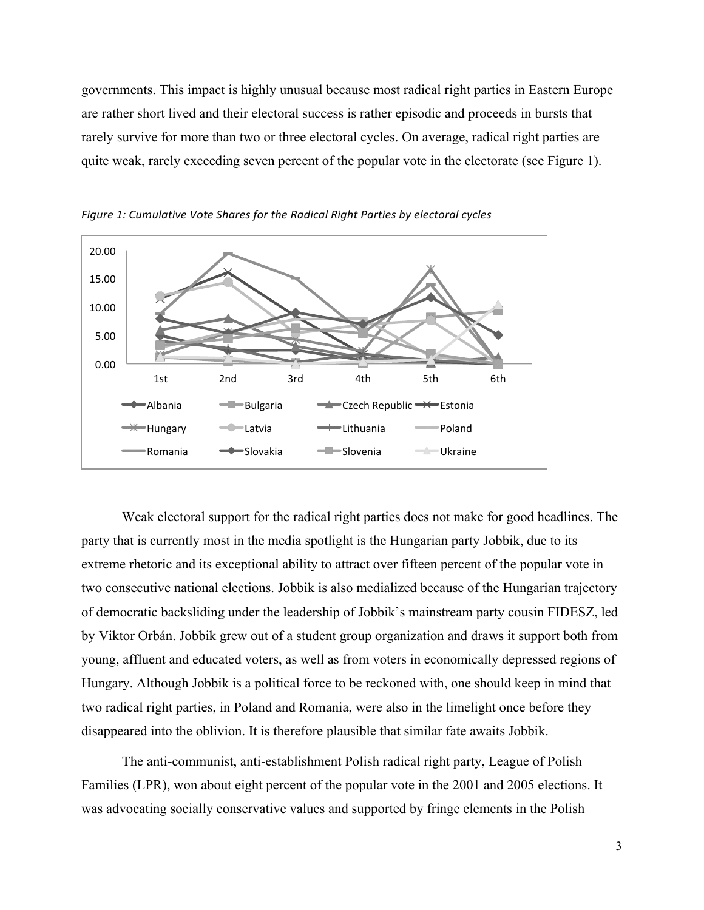governments. This impact is highly unusual because most radical right parties in Eastern Europe are rather short lived and their electoral success is rather episodic and proceeds in bursts that rarely survive for more than two or three electoral cycles. On average, radical right parties are quite weak, rarely exceeding seven percent of the popular vote in the electorate (see Figure 1).

*Figure 1: Cumulative Vote Shares for the Radical Right Parties by electoral cycles*

Weak electoral support for the radical right parties does not make for good headlines. The party that is currently most in the media spotlight is the Hungarian party Jobbik, due to its extreme rhetoric and its exceptional ability to attract over fifteen percent of the popular vote in two consecutive national elections. Jobbik is also medialized because of the Hungarian trajectory of democratic backsliding under the leadership of Jobbik's mainstream party cousin FIDESZ, led by Viktor Orbán. Jobbik grew out of a student group organization and draws it support both from young, affluent and educated voters, as well as from voters in economically depressed regions of Hungary. Although Jobbik is a political force to be reckoned with, one should keep in mind that two radical right parties, in Poland and Romania, were also in the limelight once before they disappeared into the oblivion. It is therefore plausible that similar fate awaits Jobbik.

The anti-communist, anti-establishment Polish radical right party, League of Polish Families (LPR), won about eight percent of the popular vote in the 2001 and 2005 elections. It was advocating socially conservative values and supported by fringe elements in the Polish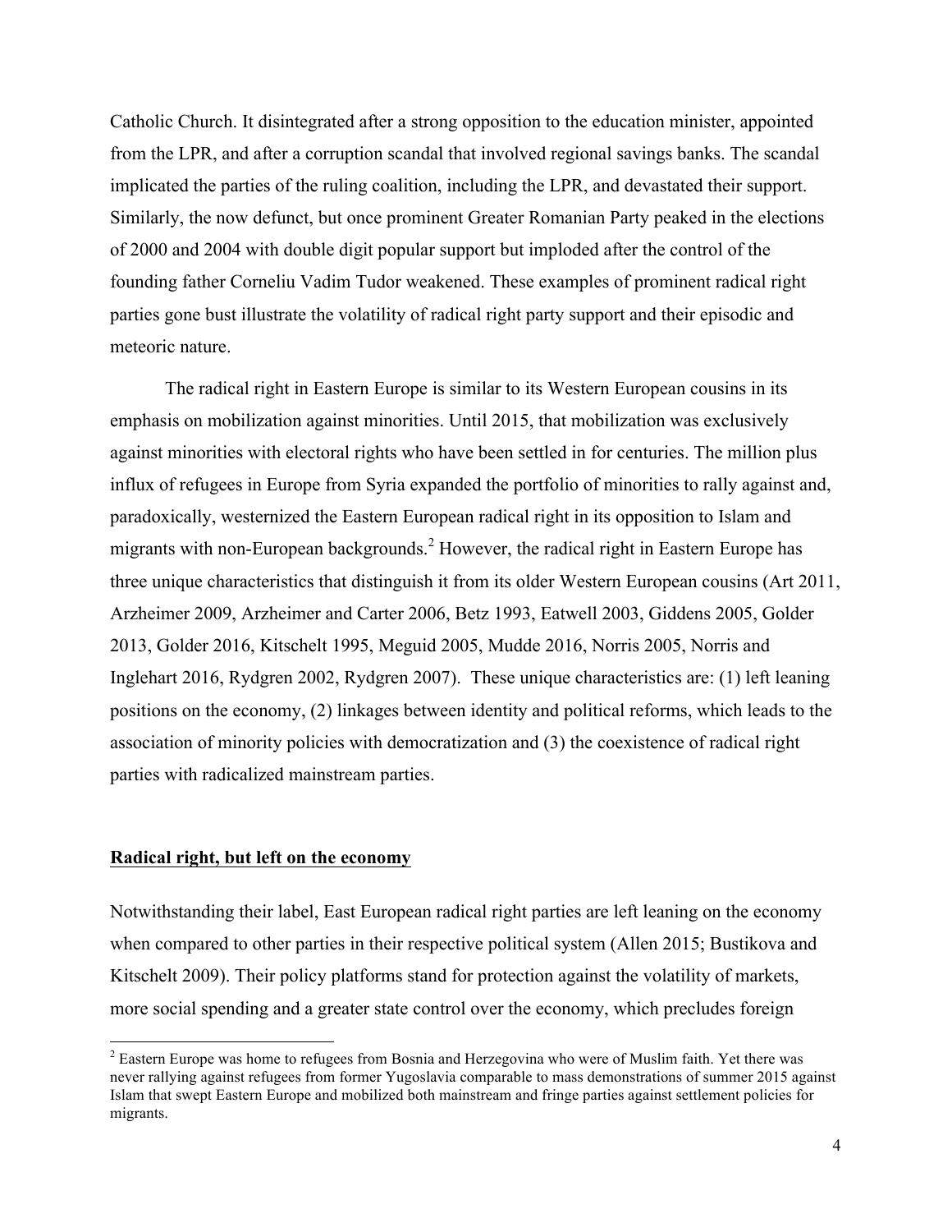Catholic Church. It disintegrated after a strong opposition to the education minister, appointed from the LPR, and after a corruption scandal that involved regional savings banks. The scandal implicated the parties of the ruling coalition, including the LPR, and devastated their support. Similarly, the now defunct, but once prominent Greater Romanian Party peaked in the elections of 2000 and 2004 with double digit popular support but imploded after the control of the founding father Corneliu Vadim Tudor weakened. These examples of prominent radical right parties gone bust illustrate the volatility of radical right party support and their episodic and meteoric nature.

The radical right in Eastern Europe is similar to its Western European cousins in its emphasis on mobilization against minorities. Until 2015, that mobilization was exclusively against minorities with electoral rights who have been settled in for centuries. The million plus influx of refugees in Europe from Syria expanded the portfolio of minorities to rally against and, paradoxically, westernized the Eastern European radical right in its opposition to Islam and migrants with non-European backgrounds.[2] However, the radical right in Eastern Europe has three unique characteristics that distinguish it from its older Western European cousins (Art 2011, Arzheimer 2009, Arzheimer and Carter 2006, Betz 1993, Eatwell 2003, Giddens 2005, Golder 2013, Golder 2016, Kitschelt 1995, Meguid 2005, Mudde 2016, Norris 2005, Norris and Inglehart 2016, Rydgren 2002, Rydgren 2007). These unique characteristics are: (1) left leaning positions on the economy, (2) linkages between identity and political reforms, which leads to the association of minority policies with democratization and (3) the coexistence of radical right parties with radicalized mainstream parties.

## Radical right, but left on the economy

Notwithstanding their label, East European radical right parties are left leaning on the economy when compared to other parties in their respective political system (Allen 2015; Bustikova and Kitschelt 2009). Their policy platforms stand for protection against the volatility of markets, more social spending and a greater state control over the economy, which precludes foreign

[2] Eastern Europe was home to refugees from Bosnia and Herzegovina who were of Muslim faith. Yet there was never rallying against refugees from former Yugoslavia comparable to mass demonstrations of summer 2015 against Islam that swept Eastern Europe and mobilized both mainstream and fringe parties against settlement policies for migrants.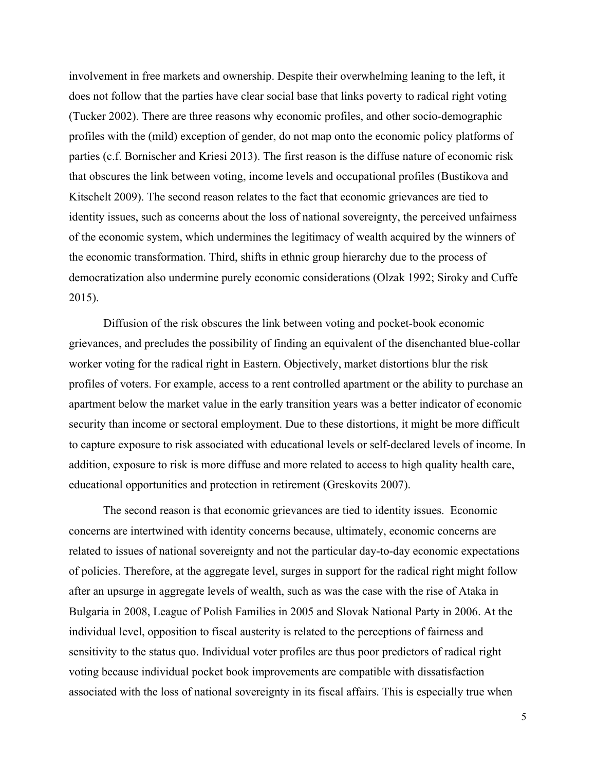involvement in free markets and ownership. Despite their overwhelming leaning to the left, it does not follow that the parties have clear social base that links poverty to radical right voting (Tucker 2002). There are three reasons why economic profiles, and other socio-demographic profiles with the (mild) exception of gender, do not map onto the economic policy platforms of parties (c.f. Bornischer and Kriesi 2013). The first reason is the diffuse nature of economic risk that obscures the link between voting, income levels and occupational profiles (Bustikova and Kitschelt 2009). The second reason relates to the fact that economic grievances are tied to identity issues, such as concerns about the loss of national sovereignty, the perceived unfairness of the economic system, which undermines the legitimacy of wealth acquired by the winners of the economic transformation. Third, shifts in ethnic group hierarchy due to the process of democratization also undermine purely economic considerations (Olzak 1992; Siroky and Cuffe 2015).

Diffusion of the risk obscures the link between voting and pocket-book economic grievances, and precludes the possibility of finding an equivalent of the disenchanted blue-collar worker voting for the radical right in Eastern. Objectively, market distortions blur the risk profiles of voters. For example, access to a rent controlled apartment or the ability to purchase an apartment below the market value in the early transition years was a better indicator of economic security than income or sectoral employment. Due to these distortions, it might be more difficult to capture exposure to risk associated with educational levels or self-declared levels of income. In addition, exposure to risk is more diffuse and more related to access to high quality health care, educational opportunities and protection in retirement (Greskovits 2007).

The second reason is that economic grievances are tied to identity issues. Economic concerns are intertwined with identity concerns because, ultimately, economic concerns are related to issues of national sovereignty and not the particular day-to-day economic expectations of policies. Therefore, at the aggregate level, surges in support for the radical right might follow after an upsurge in aggregate levels of wealth, such as was the case with the rise of Ataka in Bulgaria in 2008, League of Polish Families in 2005 and Slovak National Party in 2006. At the individual level, opposition to fiscal austerity is related to the perceptions of fairness and sensitivity to the status quo. Individual voter profiles are thus poor predictors of radical right voting because individual pocket book improvements are compatible with dissatisfaction associated with the loss of national sovereignty in its fiscal affairs. This is especially true when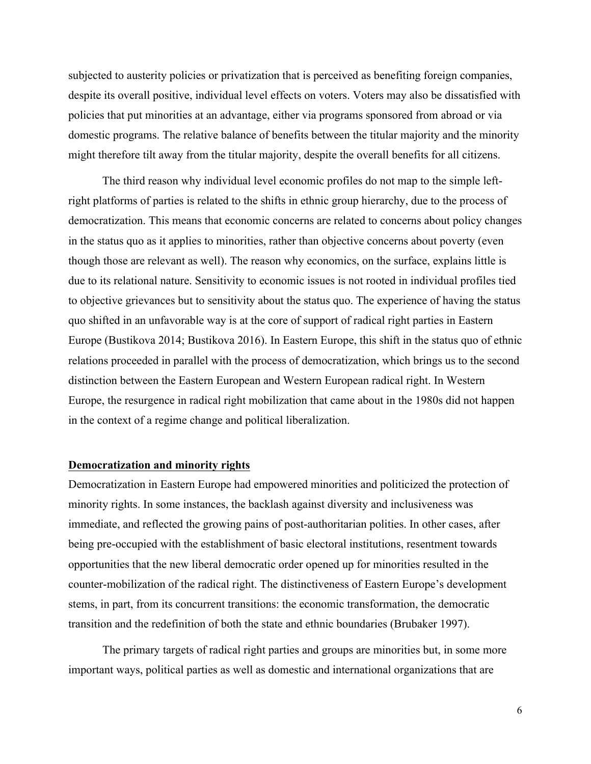subjected to austerity policies or privatization that is perceived as benefiting foreign companies, despite its overall positive, individual level effects on voters. Voters may also be dissatisfied with policies that put minorities at an advantage, either via programs sponsored from abroad or via domestic programs. The relative balance of benefits between the titular majority and the minority might therefore tilt away from the titular majority, despite the overall benefits for all citizens.

The third reason why individual level economic profiles do not map to the simple left-right platforms of parties is related to the shifts in ethnic group hierarchy, due to the process of democratization. This means that economic concerns are related to concerns about policy changes in the status quo as it applies to minorities, rather than objective concerns about poverty (even though those are relevant as well). The reason why economics, on the surface, explains little is due to its relational nature. Sensitivity to economic issues is not rooted in individual profiles tied to objective grievances but to sensitivity about the status quo. The experience of having the status quo shifted in an unfavorable way is at the core of support of radical right parties in Eastern Europe (Bustikova 2014; Bustikova 2016). In Eastern Europe, this shift in the status quo of ethnic relations proceeded in parallel with the process of democratization, which brings us to the second distinction between the Eastern European and Western European radical right. In Western Europe, the resurgence in radical right mobilization that came about in the 1980s did not happen in the context of a regime change and political liberalization.

## Democratization and minority rights

Democratization in Eastern Europe had empowered minorities and politicized the protection of minority rights. In some instances, the backlash against diversity and inclusiveness was immediate, and reflected the growing pains of post-authoritarian polities. In other cases, after being pre-occupied with the establishment of basic electoral institutions, resentment towards opportunities that the new liberal democratic order opened up for minorities resulted in the counter-mobilization of the radical right. The distinctiveness of Eastern Europe's development stems, in part, from its concurrent transitions: the economic transformation, the democratic transition and the redefinition of both the state and ethnic boundaries (Brubaker 1997).

The primary targets of radical right parties and groups are minorities but, in some more important ways, political parties as well as domestic and international organizations that are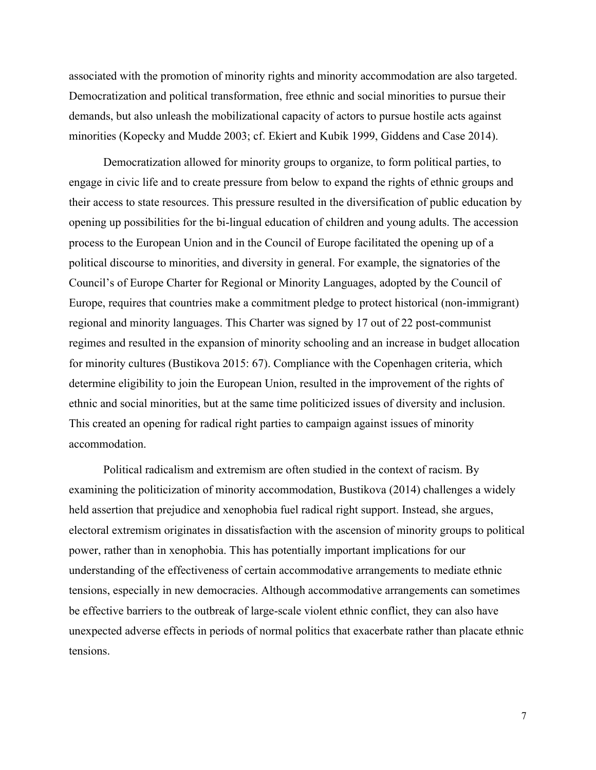associated with the promotion of minority rights and minority accommodation are also targeted. Democratization and political transformation, free ethnic and social minorities to pursue their demands, but also unleash the mobilizational capacity of actors to pursue hostile acts against minorities (Kopecky and Mudde 2003; cf. Ekiert and Kubik 1999, Giddens and Case 2014).

Democratization allowed for minority groups to organize, to form political parties, to engage in civic life and to create pressure from below to expand the rights of ethnic groups and their access to state resources. This pressure resulted in the diversification of public education by opening up possibilities for the bi-lingual education of children and young adults. The accession process to the European Union and in the Council of Europe facilitated the opening up of a political discourse to minorities, and diversity in general. For example, the signatories of the Council's of Europe Charter for Regional or Minority Languages, adopted by the Council of Europe, requires that countries make a commitment pledge to protect historical (non-immigrant) regional and minority languages. This Charter was signed by 17 out of 22 post-communist regimes and resulted in the expansion of minority schooling and an increase in budget allocation for minority cultures (Bustikova 2015: 67). Compliance with the Copenhagen criteria, which determine eligibility to join the European Union, resulted in the improvement of the rights of ethnic and social minorities, but at the same time politicized issues of diversity and inclusion. This created an opening for radical right parties to campaign against issues of minority accommodation.

Political radicalism and extremism are often studied in the context of racism. By examining the politicization of minority accommodation, Bustikova (2014) challenges a widely held assertion that prejudice and xenophobia fuel radical right support. Instead, she argues, electoral extremism originates in dissatisfaction with the ascension of minority groups to political power, rather than in xenophobia. This has potentially important implications for our understanding of the effectiveness of certain accommodative arrangements to mediate ethnic tensions, especially in new democracies. Although accommodative arrangements can sometimes be effective barriers to the outbreak of large-scale violent ethnic conflict, they can also have unexpected adverse effects in periods of normal politics that exacerbate rather than placate ethnic tensions.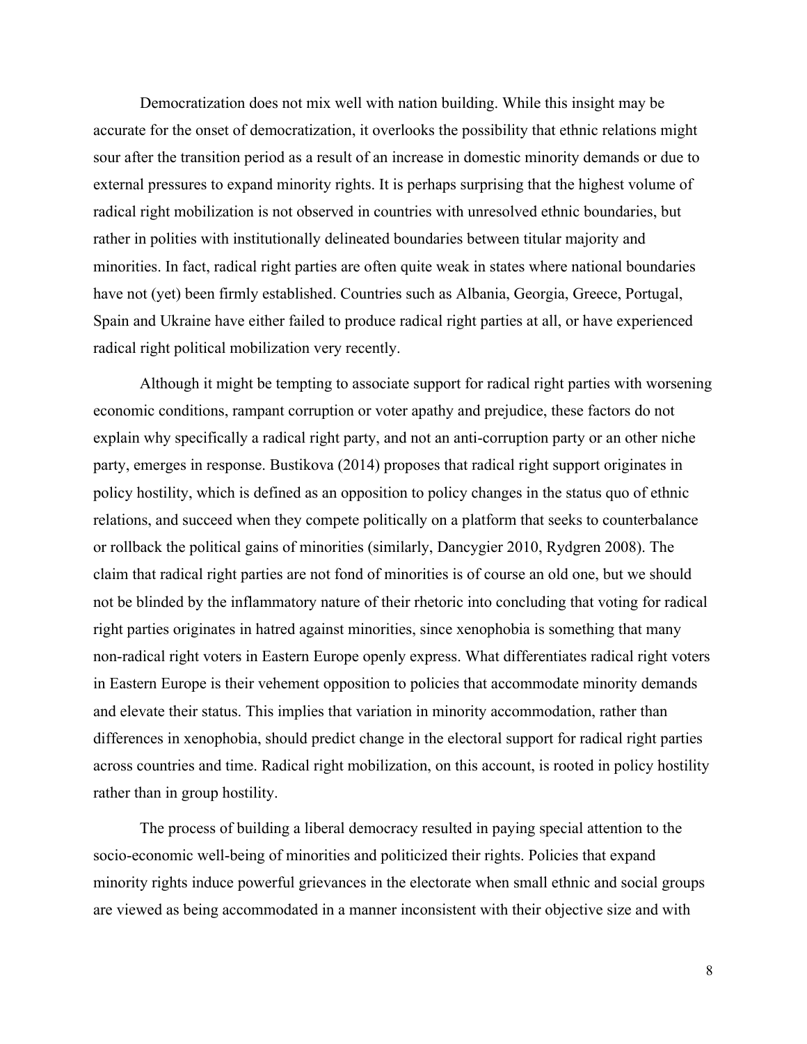Democratization does not mix well with nation building. While this insight may be accurate for the onset of democratization, it overlooks the possibility that ethnic relations might sour after the transition period as a result of an increase in domestic minority demands or due to external pressures to expand minority rights. It is perhaps surprising that the highest volume of radical right mobilization is not observed in countries with unresolved ethnic boundaries, but rather in polities with institutionally delineated boundaries between titular majority and minorities. In fact, radical right parties are often quite weak in states where national boundaries have not (yet) been firmly established. Countries such as Albania, Georgia, Greece, Portugal, Spain and Ukraine have either failed to produce radical right parties at all, or have experienced radical right political mobilization very recently.

Although it might be tempting to associate support for radical right parties with worsening economic conditions, rampant corruption or voter apathy and prejudice, these factors do not explain why specifically a radical right party, and not an anti-corruption party or an other niche party, emerges in response. Bustikova (2014) proposes that radical right support originates in policy hostility, which is defined as an opposition to policy changes in the status quo of ethnic relations, and succeed when they compete politically on a platform that seeks to counterbalance or rollback the political gains of minorities (similarly, Dancygier 2010, Rydgren 2008). The claim that radical right parties are not fond of minorities is of course an old one, but we should not be blinded by the inflammatory nature of their rhetoric into concluding that voting for radical right parties originates in hatred against minorities, since xenophobia is something that many non-radical right voters in Eastern Europe openly express. What differentiates radical right voters in Eastern Europe is their vehement opposition to policies that accommodate minority demands and elevate their status. This implies that variation in minority accommodation, rather than differences in xenophobia, should predict change in the electoral support for radical right parties across countries and time. Radical right mobilization, on this account, is rooted in policy hostility rather than in group hostility.

The process of building a liberal democracy resulted in paying special attention to the socio-economic well-being of minorities and politicized their rights. Policies that expand minority rights induce powerful grievances in the electorate when small ethnic and social groups are viewed as being accommodated in a manner inconsistent with their objective size and with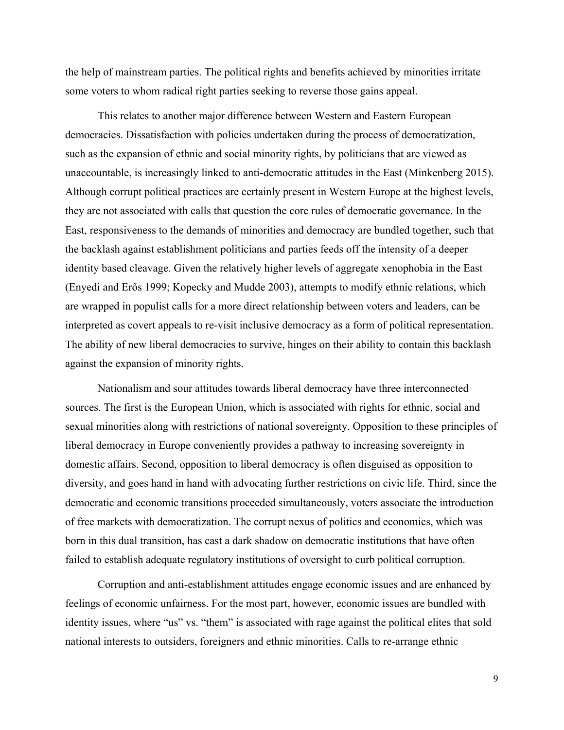the help of mainstream parties. The political rights and benefits achieved by minorities irritate some voters to whom radical right parties seeking to reverse those gains appeal.

This relates to another major difference between Western and Eastern European democracies. Dissatisfaction with policies undertaken during the process of democratization, such as the expansion of ethnic and social minority rights, by politicians that are viewed as unaccountable, is increasingly linked to anti-democratic attitudes in the East (Minkenberg 2015). Although corrupt political practices are certainly present in Western Europe at the highest levels, they are not associated with calls that question the core rules of democratic governance. In the East, responsiveness to the demands of minorities and democracy are bundled together, such that the backlash against establishment politicians and parties feeds off the intensity of a deeper identity based cleavage. Given the relatively higher levels of aggregate xenophobia in the East (Enyedi and Erős 1999; Kopecky and Mudde 2003), attempts to modify ethnic relations, which are wrapped in populist calls for a more direct relationship between voters and leaders, can be interpreted as covert appeals to re-visit inclusive democracy as a form of political representation. The ability of new liberal democracies to survive, hinges on their ability to contain this backlash against the expansion of minority rights.

Nationalism and sour attitudes towards liberal democracy have three interconnected sources. The first is the European Union, which is associated with rights for ethnic, social and sexual minorities along with restrictions of national sovereignty. Opposition to these principles of liberal democracy in Europe conveniently provides a pathway to increasing sovereignty in domestic affairs. Second, opposition to liberal democracy is often disguised as opposition to diversity, and goes hand in hand with advocating further restrictions on civic life. Third, since the democratic and economic transitions proceeded simultaneously, voters associate the introduction of free markets with democratization. The corrupt nexus of politics and economics, which was born in this dual transition, has cast a dark shadow on democratic institutions that have often failed to establish adequate regulatory institutions of oversight to curb political corruption.

Corruption and anti-establishment attitudes engage economic issues and are enhanced by feelings of economic unfairness. For the most part, however, economic issues are bundled with identity issues, where "us" vs. "them" is associated with rage against the political elites that sold national interests to outsiders, foreigners and ethnic minorities. Calls to re-arrange ethnic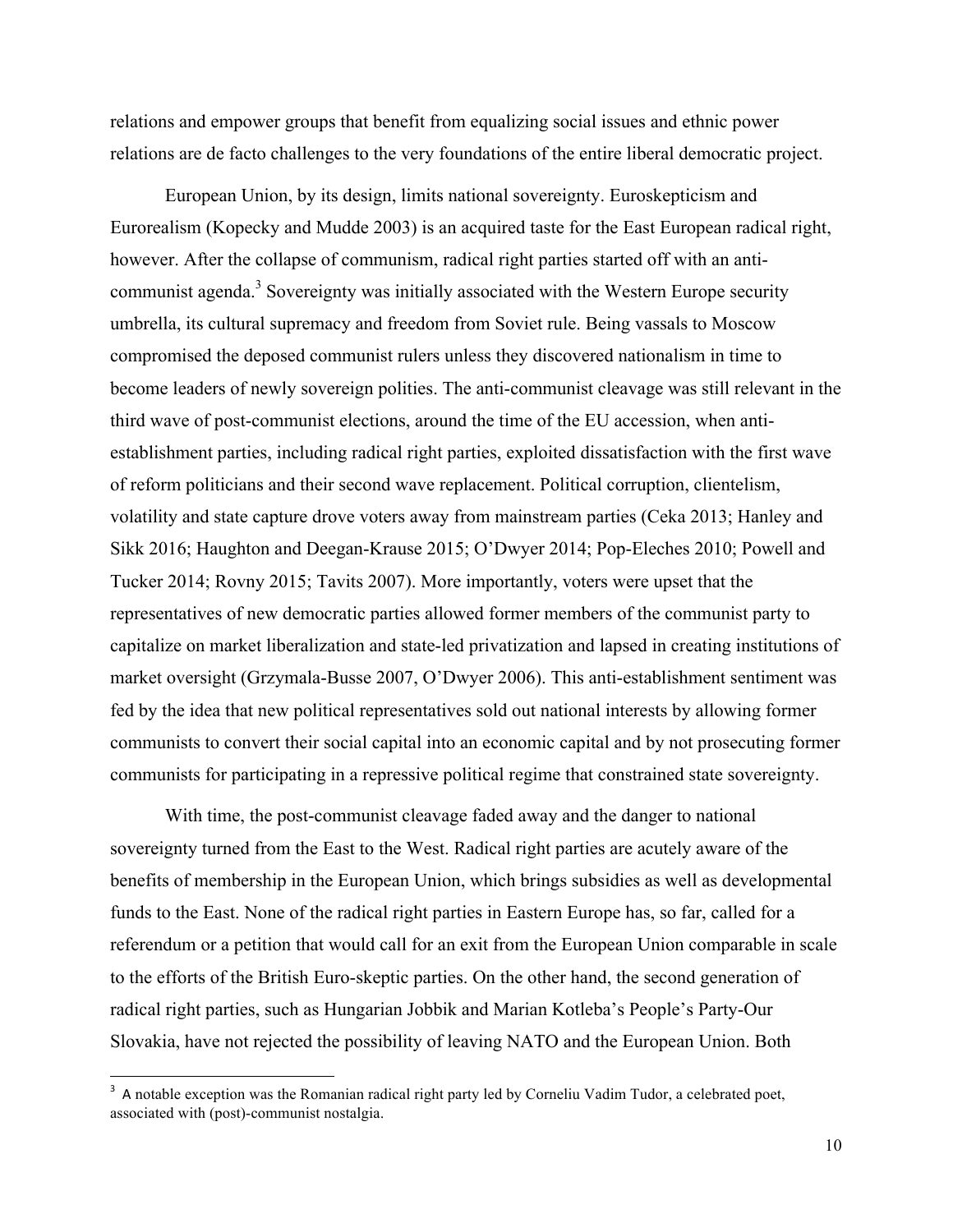relations and empower groups that benefit from equalizing social issues and ethnic power relations are de facto challenges to the very foundations of the entire liberal democratic project.

European Union, by its design, limits national sovereignty. Euroskepticism and Eurorealism (Kopecky and Mudde 2003) is an acquired taste for the East European radical right, however. After the collapse of communism, radical right parties started off with an anti-communist agenda.[3] Sovereignty was initially associated with the Western Europe security umbrella, its cultural supremacy and freedom from Soviet rule. Being vassals to Moscow compromised the deposed communist rulers unless they discovered nationalism in time to become leaders of newly sovereign polities. The anti-communist cleavage was still relevant in the third wave of post-communist elections, around the time of the EU accession, when anti-establishment parties, including radical right parties, exploited dissatisfaction with the first wave of reform politicians and their second wave replacement. Political corruption, clientelism, volatility and state capture drove voters away from mainstream parties (Ceka 2013; Hanley and Sikk 2016; Haughton and Deegan-Krause 2015; O'Dwyer 2014; Pop-Eleches 2010; Powell and Tucker 2014; Rovny 2015; Tavits 2007). More importantly, voters were upset that the representatives of new democratic parties allowed former members of the communist party to capitalize on market liberalization and state-led privatization and lapsed in creating institutions of market oversight (Grzymala-Busse 2007, O'Dwyer 2006). This anti-establishment sentiment was fed by the idea that new political representatives sold out national interests by allowing former communists to convert their social capital into an economic capital and by not prosecuting former communists for participating in a repressive political regime that constrained state sovereignty.

With time, the post-communist cleavage faded away and the danger to national sovereignty turned from the East to the West. Radical right parties are acutely aware of the benefits of membership in the European Union, which brings subsidies as well as developmental funds to the East. None of the radical right parties in Eastern Europe has, so far, called for a referendum or a petition that would call for an exit from the European Union comparable in scale to the efforts of the British Euro-skeptic parties. On the other hand, the second generation of radical right parties, such as Hungarian Jobbik and Marian Kotleba's People's Party-Our Slovakia, have not rejected the possibility of leaving NATO and the European Union. Both

[3] A notable exception was the Romanian radical right party led by Corneliu Vadim Tudor, a celebrated poet, associated with (post)-communist nostalgia.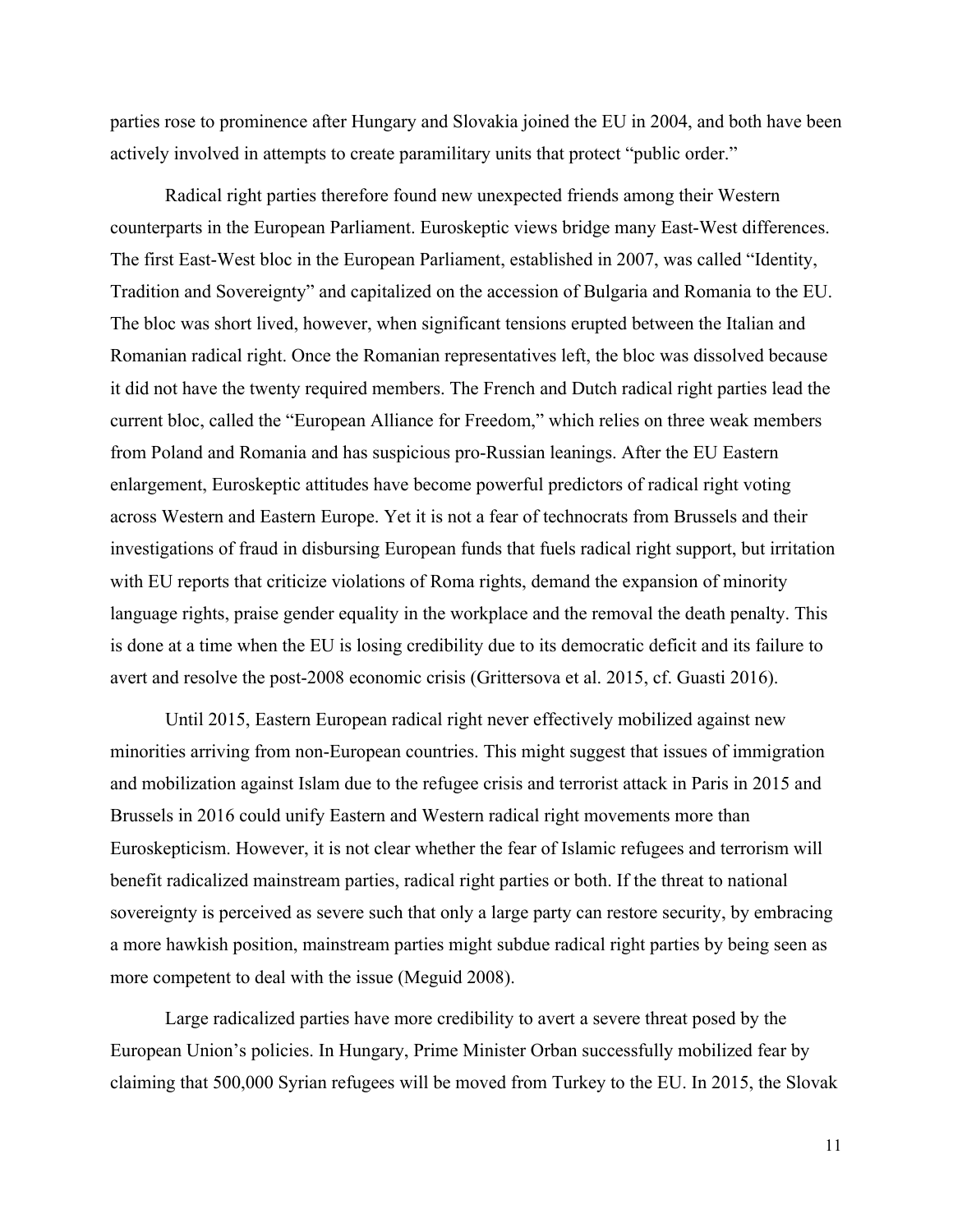parties rose to prominence after Hungary and Slovakia joined the EU in 2004, and both have been actively involved in attempts to create paramilitary units that protect "public order."

Radical right parties therefore found new unexpected friends among their Western counterparts in the European Parliament. Euroskeptic views bridge many East-West differences. The first East-West bloc in the European Parliament, established in 2007, was called "Identity, Tradition and Sovereignty" and capitalized on the accession of Bulgaria and Romania to the EU. The bloc was short lived, however, when significant tensions erupted between the Italian and Romanian radical right. Once the Romanian representatives left, the bloc was dissolved because it did not have the twenty required members. The French and Dutch radical right parties lead the current bloc, called the "European Alliance for Freedom," which relies on three weak members from Poland and Romania and has suspicious pro-Russian leanings. After the EU Eastern enlargement, Euroskeptic attitudes have become powerful predictors of radical right voting across Western and Eastern Europe. Yet it is not a fear of technocrats from Brussels and their investigations of fraud in disbursing European funds that fuels radical right support, but irritation with EU reports that criticize violations of Roma rights, demand the expansion of minority language rights, praise gender equality in the workplace and the removal the death penalty. This is done at a time when the EU is losing credibility due to its democratic deficit and its failure to avert and resolve the post-2008 economic crisis (Grittersova et al. 2015, cf. Guasti 2016).

Until 2015, Eastern European radical right never effectively mobilized against new minorities arriving from non-European countries. This might suggest that issues of immigration and mobilization against Islam due to the refugee crisis and terrorist attack in Paris in 2015 and Brussels in 2016 could unify Eastern and Western radical right movements more than Euroskepticism. However, it is not clear whether the fear of Islamic refugees and terrorism will benefit radicalized mainstream parties, radical right parties or both. If the threat to national sovereignty is perceived as severe such that only a large party can restore security, by embracing a more hawkish position, mainstream parties might subdue radical right parties by being seen as more competent to deal with the issue (Meguid 2008).

Large radicalized parties have more credibility to avert a severe threat posed by the European Union's policies. In Hungary, Prime Minister Orban successfully mobilized fear by claiming that 500,000 Syrian refugees will be moved from Turkey to the EU. In 2015, the Slovak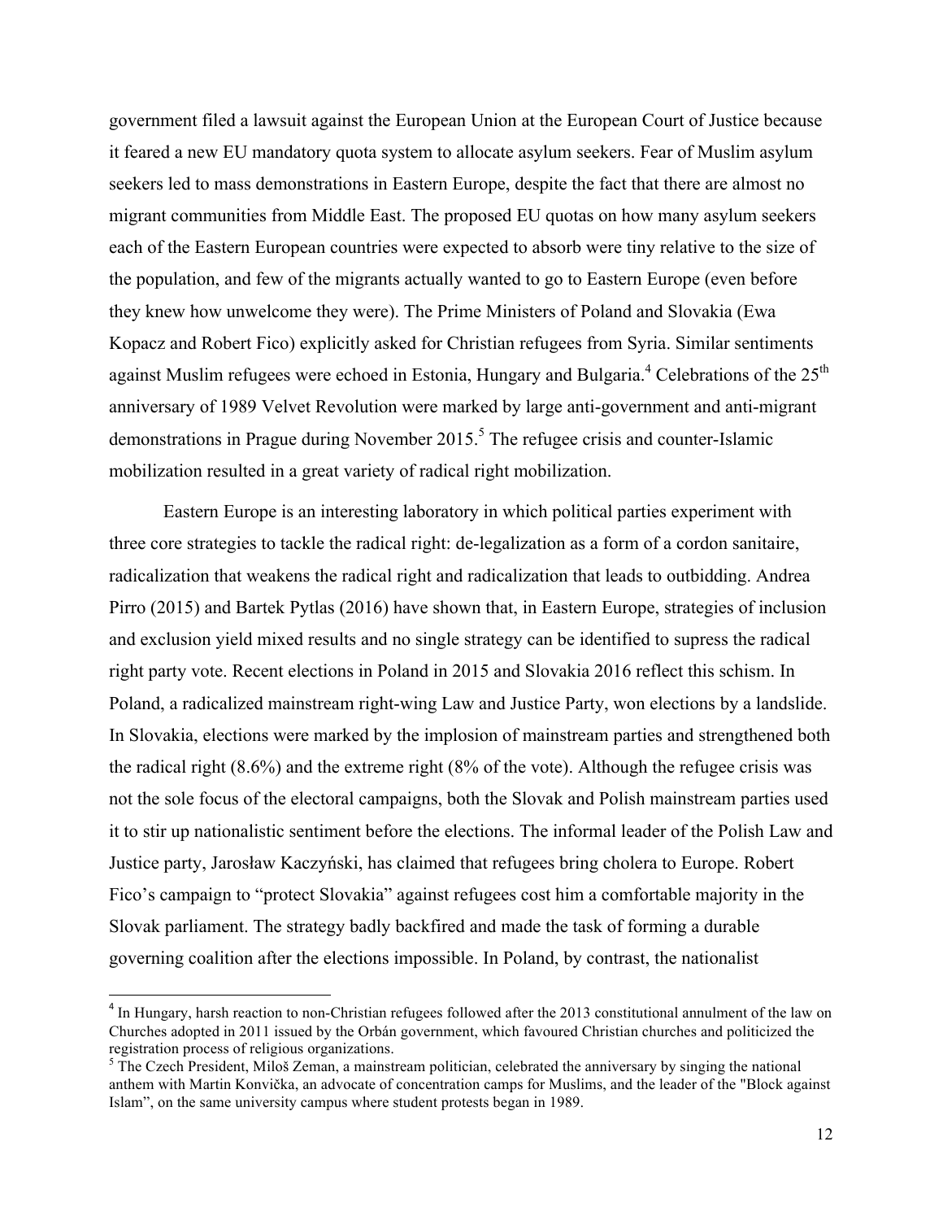government filed a lawsuit against the European Union at the European Court of Justice because it feared a new EU mandatory quota system to allocate asylum seekers. Fear of Muslim asylum seekers led to mass demonstrations in Eastern Europe, despite the fact that there are almost no migrant communities from Middle East. The proposed EU quotas on how many asylum seekers each of the Eastern European countries were expected to absorb were tiny relative to the size of the population, and few of the migrants actually wanted to go to Eastern Europe (even before they knew how unwelcome they were). The Prime Ministers of Poland and Slovakia (Ewa Kopacz and Robert Fico) explicitly asked for Christian refugees from Syria. Similar sentiments against Muslim refugees were echoed in Estonia, Hungary and Bulgaria.[4] Celebrations of the 25th anniversary of 1989 Velvet Revolution were marked by large anti-government and anti-migrant demonstrations in Prague during November 2015.[5] The refugee crisis and counter-Islamic mobilization resulted in a great variety of radical right mobilization.

Eastern Europe is an interesting laboratory in which political parties experiment with three core strategies to tackle the radical right: de-legalization as a form of a cordon sanitaire, radicalization that weakens the radical right and radicalization that leads to outbidding. Andrea Pirro (2015) and Bartek Pytlas (2016) have shown that, in Eastern Europe, strategies of inclusion and exclusion yield mixed results and no single strategy can be identified to supress the radical right party vote. Recent elections in Poland in 2015 and Slovakia 2016 reflect this schism. In Poland, a radicalized mainstream right-wing Law and Justice Party, won elections by a landslide. In Slovakia, elections were marked by the implosion of mainstream parties and strengthened both the radical right (8.6%) and the extreme right (8% of the vote). Although the refugee crisis was not the sole focus of the electoral campaigns, both the Slovak and Polish mainstream parties used it to stir up nationalistic sentiment before the elections. The informal leader of the Polish Law and Justice party, Jarosław Kaczyński, has claimed that refugees bring cholera to Europe. Robert Fico's campaign to "protect Slovakia" against refugees cost him a comfortable majority in the Slovak parliament. The strategy badly backfired and made the task of forming a durable governing coalition after the elections impossible. In Poland, by contrast, the nationalist

---

[4] In Hungary, harsh reaction to non-Christian refugees followed after the 2013 constitutional annulment of the law on Churches adopted in 2011 issued by the Orbán government, which favoured Christian churches and politicized the registration process of religious organizations.

[5] The Czech President, Miloš Zeman, a mainstream politician, celebrated the anniversary by singing the national anthem with Martin Konvička, an advocate of concentration camps for Muslims, and the leader of the "Block against Islam", on the same university campus where student protests began in 1989.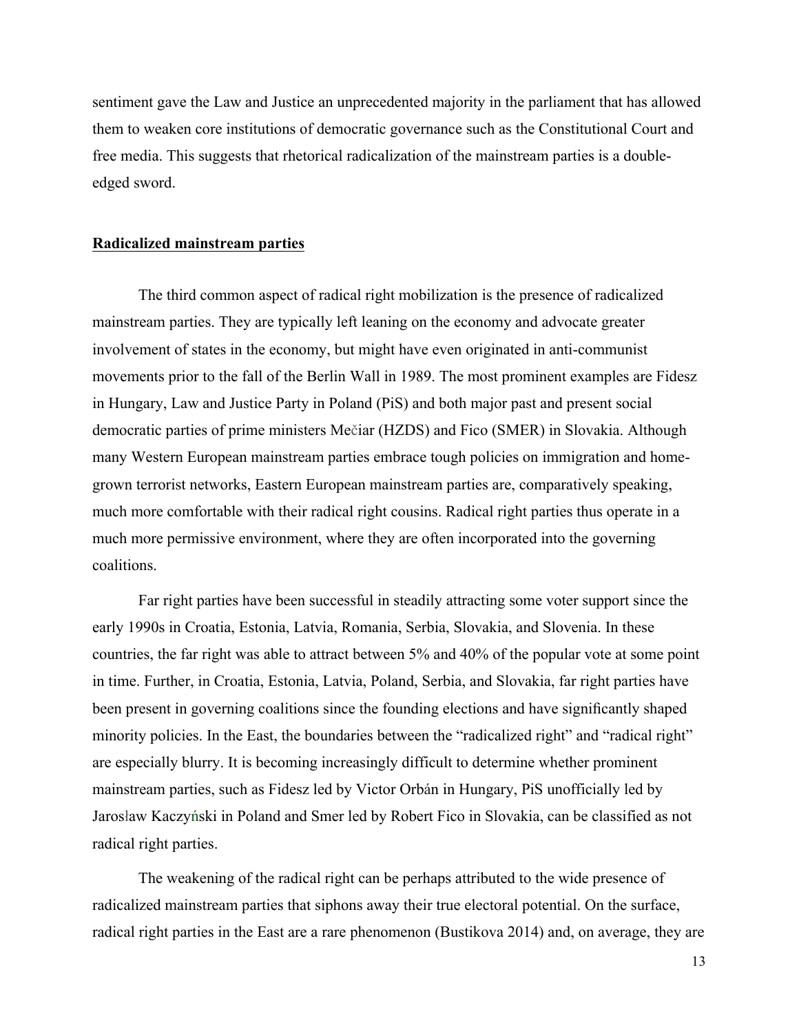sentiment gave the Law and Justice an unprecedented majority in the parliament that has allowed them to weaken core institutions of democratic governance such as the Constitutional Court and free media. This suggests that rhetorical radicalization of the mainstream parties is a double-edged sword.

## Radicalized mainstream parties

The third common aspect of radical right mobilization is the presence of radicalized mainstream parties. They are typically left leaning on the economy and advocate greater involvement of states in the economy, but might have even originated in anti-communist movements prior to the fall of the Berlin Wall in 1989. The most prominent examples are Fidesz in Hungary, Law and Justice Party in Poland (PiS) and both major past and present social democratic parties of prime ministers Mečiar (HZDS) and Fico (SMER) in Slovakia. Although many Western European mainstream parties embrace tough policies on immigration and home-grown terrorist networks, Eastern European mainstream parties are, comparatively speaking, much more comfortable with their radical right cousins. Radical right parties thus operate in a much more permissive environment, where they are often incorporated into the governing coalitions.

Far right parties have been successful in steadily attracting some voter support since the early 1990s in Croatia, Estonia, Latvia, Romania, Serbia, Slovakia, and Slovenia. In these countries, the far right was able to attract between 5% and 40% of the popular vote at some point in time. Further, in Croatia, Estonia, Latvia, Poland, Serbia, and Slovakia, far right parties have been present in governing coalitions since the founding elections and have significantly shaped minority policies. In the East, the boundaries between the "radicalized right" and "radical right" are especially blurry. It is becoming increasingly difficult to determine whether prominent mainstream parties, such as Fidesz led by Victor Orbán in Hungary, PiS unofficially led by Jarosław Kaczyński in Poland and Smer led by Robert Fico in Slovakia, can be classified as not radical right parties.

The weakening of the radical right can be perhaps attributed to the wide presence of radicalized mainstream parties that siphons away their true electoral potential. On the surface, radical right parties in the East are a rare phenomenon (Bustikova 2014) and, on average, they are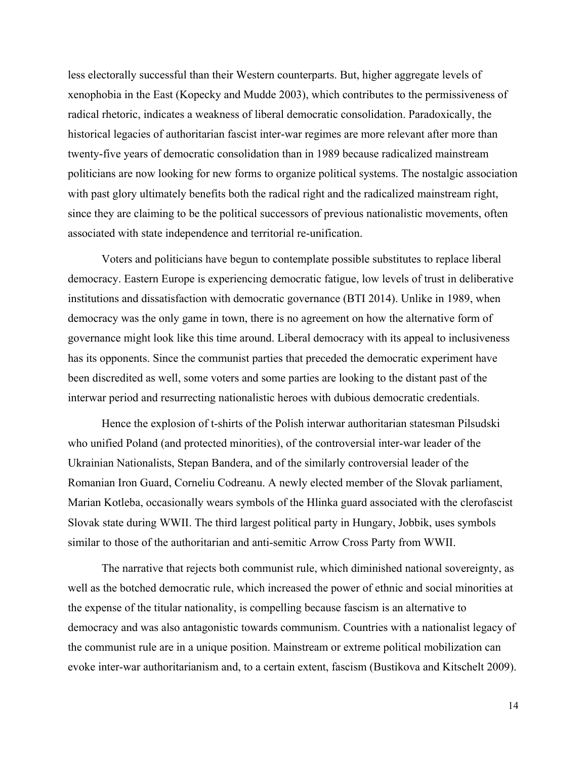less electorally successful than their Western counterparts. But, higher aggregate levels of xenophobia in the East (Kopecky and Mudde 2003), which contributes to the permissiveness of radical rhetoric, indicates a weakness of liberal democratic consolidation. Paradoxically, the historical legacies of authoritarian fascist inter-war regimes are more relevant after more than twenty-five years of democratic consolidation than in 1989 because radicalized mainstream politicians are now looking for new forms to organize political systems. The nostalgic association with past glory ultimately benefits both the radical right and the radicalized mainstream right, since they are claiming to be the political successors of previous nationalistic movements, often associated with state independence and territorial re-unification.

Voters and politicians have begun to contemplate possible substitutes to replace liberal democracy. Eastern Europe is experiencing democratic fatigue, low levels of trust in deliberative institutions and dissatisfaction with democratic governance (BTI 2014). Unlike in 1989, when democracy was the only game in town, there is no agreement on how the alternative form of governance might look like this time around. Liberal democracy with its appeal to inclusiveness has its opponents. Since the communist parties that preceded the democratic experiment have been discredited as well, some voters and some parties are looking to the distant past of the interwar period and resurrecting nationalistic heroes with dubious democratic credentials.

Hence the explosion of t-shirts of the Polish interwar authoritarian statesman Pilsudski who unified Poland (and protected minorities), of the controversial inter-war leader of the Ukrainian Nationalists, Stepan Bandera, and of the similarly controversial leader of the Romanian Iron Guard, Corneliu Codreanu. A newly elected member of the Slovak parliament, Marian Kotleba, occasionally wears symbols of the Hlinka guard associated with the clerofascist Slovak state during WWII. The third largest political party in Hungary, Jobbik, uses symbols similar to those of the authoritarian and anti-semitic Arrow Cross Party from WWII.

The narrative that rejects both communist rule, which diminished national sovereignty, as well as the botched democratic rule, which increased the power of ethnic and social minorities at the expense of the titular nationality, is compelling because fascism is an alternative to democracy and was also antagonistic towards communism. Countries with a nationalist legacy of the communist rule are in a unique position. Mainstream or extreme political mobilization can evoke inter-war authoritarianism and, to a certain extent, fascism (Bustikova and Kitschelt 2009).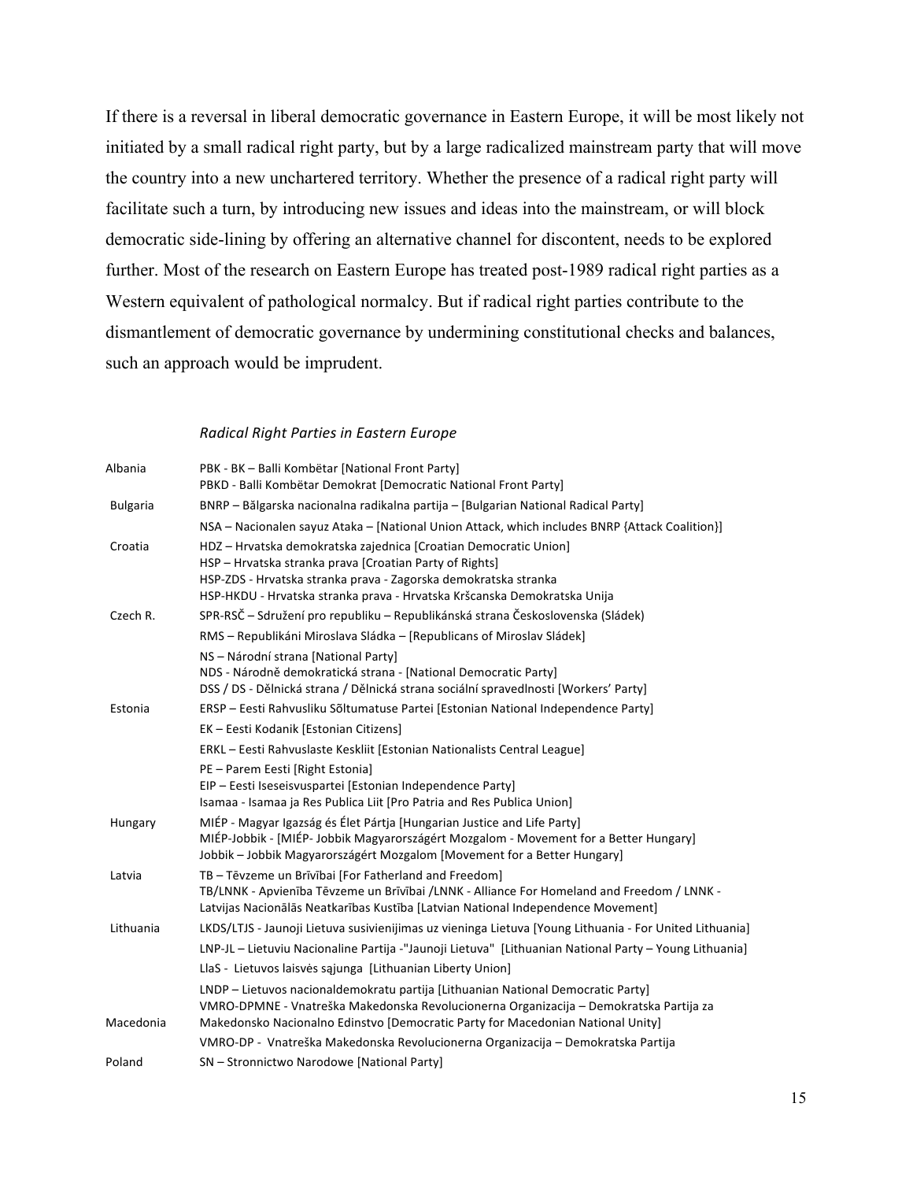If there is a reversal in liberal democratic governance in Eastern Europe, it will be most likely not initiated by a small radical right party, but by a large radicalized mainstream party that will move the country into a new unchartered territory. Whether the presence of a radical right party will facilitate such a turn, by introducing new issues and ideas into the mainstream, or will block democratic side-lining by offering an alternative channel for discontent, needs to be explored further. Most of the research on Eastern Europe has treated post-1989 radical right parties as a Western equivalent of pathological normalcy. But if radical right parties contribute to the dismantlement of democratic governance by undermining constitutional checks and balances, such an approach would be imprudent.

*Radical Right Parties in Eastern Europe*

| | |
|---|---|
| Albania | PBK - BK – Balli Kombëtar [National Front Party]<br>PBKD - Balli Kombëtar Demokrat [Democratic National Front Party] |
| Bulgaria | BNRP – Bălgarska nacionalna radikalna partija – [Bulgarian National Radical Party] |
| | NSA – Nacionalen sayuz Ataka – [National Union Attack, which includes BNRP {Attack Coalition}] |
| Croatia | HDZ – Hrvatska demokratska zajednica [Croatian Democratic Union]<br>HSP – Hrvatska stranka prava [Croatian Party of Rights]<br>HSP-ZDS - Hrvatska stranka prava - Zagorska demokratska stranka<br>HSP-HKDU - Hrvatska stranka prava - Hrvatska Kršcanska Demokratska Unija |
| Czech R. | SPR-RSČ – Sdružení pro republiku – Republikánská strana Československa (Sládek) |
| | RMS – Republikáni Miroslava Sládka – [Republicans of Miroslav Sládek] |
| | NS – Národní strana [National Party]<br>NDS - Národně demokratická strana - [National Democratic Party]<br>DSS / DS - Dělnická strana / Dělnická strana sociální spravedlnosti [Workers' Party] |
| Estonia | ERSP – Eesti Rahvusliku Sõltumatuse Partei [Estonian National Independence Party] |
| | EK – Eesti Kodanik [Estonian Citizens] |
| | ERKL – Eesti Rahvuslaste Keskliit [Estonian Nationalists Central League] |
| | PE – Parem Eesti [Right Estonia]<br>EIP – Eesti Iseseisvuspartei [Estonian Independence Party]<br>Isamaa - Isamaa ja Res Publica Liit [Pro Patria and Res Publica Union] |
| Hungary | MIÉP - Magyar Igazság és Élet Pártja [Hungarian Justice and Life Party]<br>MIÉP-Jobbik - [MIÉP- Jobbik Magyarországért Mozgalom - Movement for a Better Hungary]<br>Jobbik – Jobbik Magyarországért Mozgalom [Movement for a Better Hungary] |
| Latvia | TB – Tēvzeme un Brīvībai [For Fatherland and Freedom]<br>TB/LNNK - Apvienība Tēvzeme un Brīvībai /LNNK - Alliance For Homeland and Freedom / LNNK - Latvijas Nacionālās Neatkarības Kustība [Latvian National Independence Movement] |
| Lithuania | LKDS/LTJS - Jaunoji Lietuva susivienijimas uz vieninga Lietuva [Young Lithuania - For United Lithuania] |
| | LNP-JL – Lietuviu Nacionaline Partija -"Jaunoji Lietuva" [Lithuanian National Party – Young Lithuania] |
| | LlaS - Lietuvos laisvės sąjunga [Lithuanian Liberty Union] |
| | LNDP – Lietuvos nacionaldemokratu partija [Lithuanian National Democratic Party] |
| Macedonia | VMRO-DPMNE - Vnatreška Makedonska Revolucionerna Organizacija – Demokratska Partija za Makedonsko Nacionalno Edinstvo [Democratic Party for Macedonian National Unity] |
| | VMRO-DP - Vnatreška Makedonska Revolucionerna Organizacija – Demokratska Partija |
| Poland | SN – Stronnictwo Narodowe [National Party] |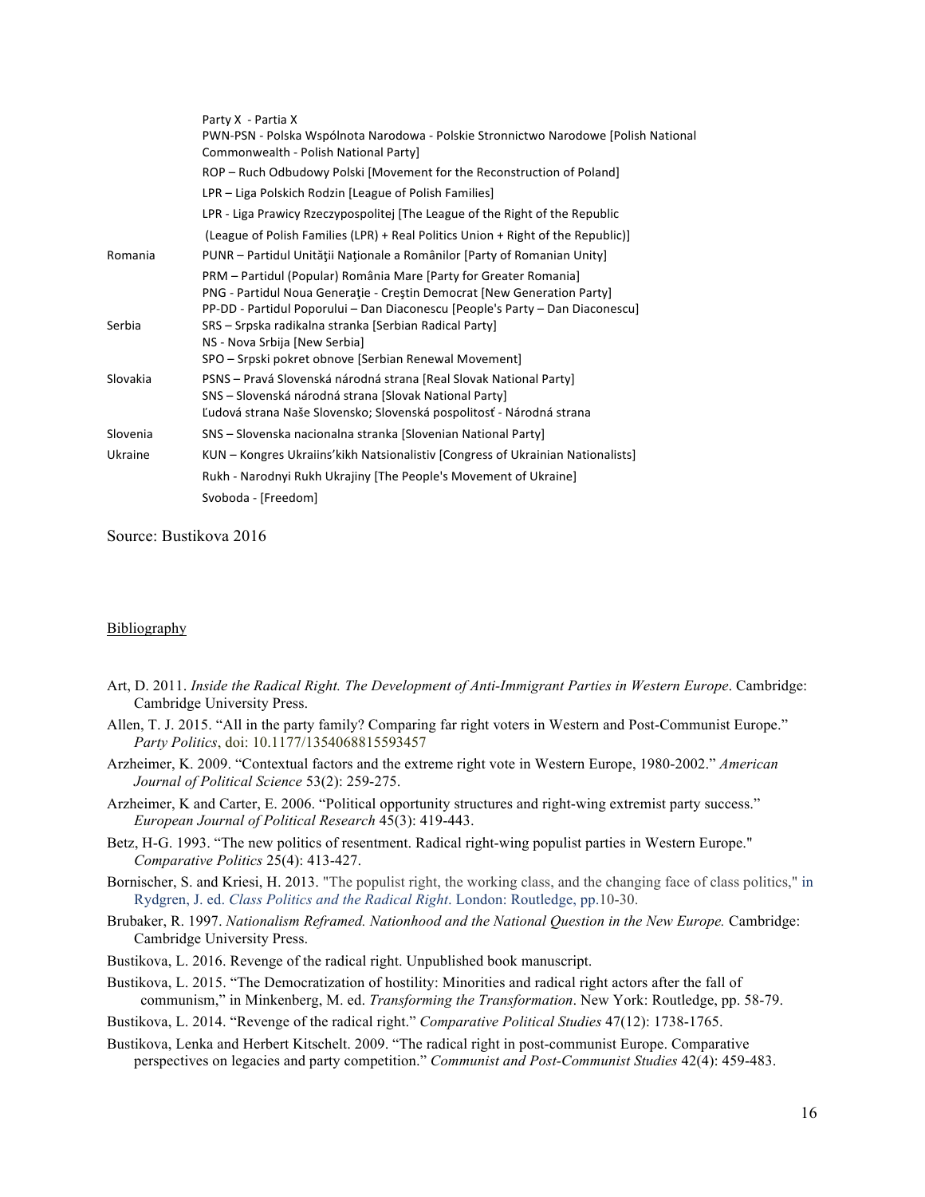| | |
|---|---|
| | Party X - Partia X<br>PWN-PSN - Polska Wspólnota Narodowa - Polskie Stronnictwo Narodowe [Polish National Commonwealth - Polish National Party] |
| | ROP – Ruch Odbudowy Polski [Movement for the Reconstruction of Poland] |
| | LPR – Liga Polskich Rodzin [League of Polish Families] |
| | LPR - Liga Prawicy Rzeczypospolitej [The League of the Right of the Republic |
| | (League of Polish Families (LPR) + Real Politics Union + Right of the Republic)] |
| Romania | PUNR – Partidul Unităţii Naţionale a Românilor [Party of Romanian Unity] |
| | PRM – Partidul (Popular) România Mare [Party for Greater Romania]<br>PNG - Partidul Noua Generaţie - Creştin Democrat [New Generation Party]<br>PP-DD - Partidul Poporului – Dan Diaconescu [People's Party – Dan Diaconescu] |
| Serbia | SRS – Srpska radikalna stranka [Serbian Radical Party]<br>NS - Nova Srbija [New Serbia]<br>SPO – Srpski pokret obnove [Serbian Renewal Movement] |
| Slovakia | PSNS – Pravá Slovenská národná strana [Real Slovak National Party]<br>SNS – Slovenská národná strana [Slovak National Party]<br>Ľudová strana Naše Slovensko; Slovenská pospolitosť - Národná strana |
| Slovenia | SNS – Slovenska nacionalna stranka [Slovenian National Party] |
| Ukraine | KUN – Kongres Ukraiins'kikh Natsionalistiv [Congress of Ukrainian Nationalists] |
| | Rukh - Narodnyi Rukh Ukrajiny [The People's Movement of Ukraine] |
| | Svoboda - [Freedom] |

Source: Bustikova 2016

## Bibliography

Art, D. 2011. *Inside the Radical Right. The Development of Anti-Immigrant Parties in Western Europe*. Cambridge: Cambridge University Press.

Allen, T. J. 2015. "All in the party family? Comparing far right voters in Western and Post-Communist Europe." *Party Politics*, doi: 10.1177/1354068815593457

Arzheimer, K. 2009. "Contextual factors and the extreme right vote in Western Europe, 1980-2002." *American Journal of Political Science* 53(2): 259-275.

Arzheimer, K and Carter, E. 2006. "Political opportunity structures and right-wing extremist party success." *European Journal of Political Research* 45(3): 419-443.

Betz, H-G. 1993. "The new politics of resentment. Radical right-wing populist parties in Western Europe." *Comparative Politics* 25(4): 413-427.

Bornischer, S. and Kriesi, H. 2013. "The populist right, the working class, and the changing face of class politics," in Rydgren, J. ed. *Class Politics and the Radical Right*. London: Routledge, pp.10-30.

Brubaker, R. 1997. *Nationalism Reframed. Nationhood and the National Question in the New Europe.* Cambridge: Cambridge University Press.

Bustikova, L. 2016. Revenge of the radical right. Unpublished book manuscript.

Bustikova, L. 2015. "The Democratization of hostility: Minorities and radical right actors after the fall of communism," in Minkenberg, M. ed. *Transforming the Transformation*. New York: Routledge, pp. 58-79.

Bustikova, L. 2014. "Revenge of the radical right." *Comparative Political Studies* 47(12): 1738-1765.

Bustikova, Lenka and Herbert Kitschelt. 2009. "The radical right in post-communist Europe. Comparative perspectives on legacies and party competition." *Communist and Post-Communist Studies* 42(4): 459-483.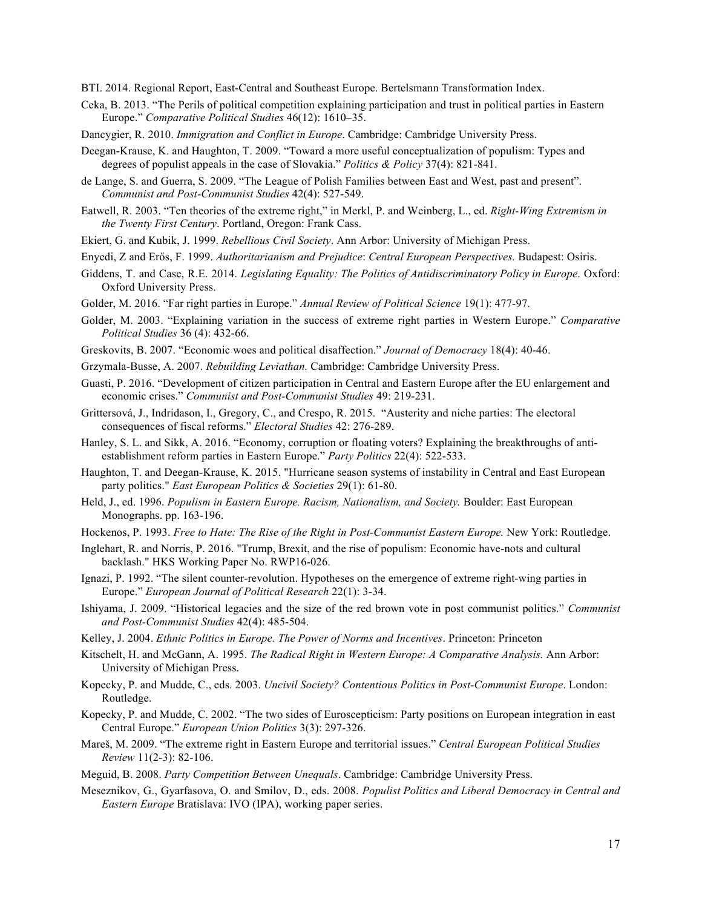BTI. 2014. Regional Report, East-Central and Southeast Europe. Bertelsmann Transformation Index.

Ceka, B. 2013. "The Perils of political competition explaining participation and trust in political parties in Eastern Europe." *Comparative Political Studies* 46(12): 1610–35.

Dancygier, R. 2010. *Immigration and Conflict in Europe*. Cambridge: Cambridge University Press.

Deegan-Krause, K. and Haughton, T. 2009. "Toward a more useful conceptualization of populism: Types and degrees of populist appeals in the case of Slovakia." *Politics & Policy* 37(4): 821-841.

de Lange, S. and Guerra, S. 2009. "The League of Polish Families between East and West, past and present". *Communist and Post-Communist Studies* 42(4): 527-549.

Eatwell, R. 2003. "Ten theories of the extreme right," in Merkl, P. and Weinberg, L., ed. *Right-Wing Extremism in the Twenty First Century*. Portland, Oregon: Frank Cass.

Ekiert, G. and Kubik, J. 1999. *Rebellious Civil Society*. Ann Arbor: University of Michigan Press.

Enyedi, Z and Erős, F. 1999. *Authoritarianism and Prejudice*: *Central European Perspectives.* Budapest: Osiris.

Giddens, T. and Case, R.E. 2014. *Legislating Equality: The Politics of Antidiscriminatory Policy in Europe*. Oxford: Oxford University Press.

Golder, M. 2016. "Far right parties in Europe." *Annual Review of Political Science* 19(1): 477-97.

Golder, M. 2003. "Explaining variation in the success of extreme right parties in Western Europe." *Comparative Political Studies* 36 (4): 432-66.

Greskovits, B. 2007. "Economic woes and political disaffection." *Journal of Democracy* 18(4): 40-46.

Grzymala-Busse, A. 2007. *Rebuilding Leviathan.* Cambridge: Cambridge University Press.

Guasti, P. 2016. "Development of citizen participation in Central and Eastern Europe after the EU enlargement and economic crises." *Communist and Post-Communist Studies* 49: 219-231.

Grittersová, J., Indridason, I., Gregory, C., and Crespo, R. 2015. "Austerity and niche parties: The electoral consequences of fiscal reforms." *Electoral Studies* 42: 276-289.

Hanley, S. L. and Sikk, A. 2016. "Economy, corruption or floating voters? Explaining the breakthroughs of anti-establishment reform parties in Eastern Europe." *Party Politics* 22(4): 522-533.

Haughton, T. and Deegan-Krause, K. 2015. "Hurricane season systems of instability in Central and East European party politics." *East European Politics & Societies* 29(1): 61-80.

Held, J., ed. 1996. *Populism in Eastern Europe. Racism, Nationalism, and Society.* Boulder: East European Monographs. pp. 163-196.

Hockenos, P. 1993. *Free to Hate: The Rise of the Right in Post-Communist Eastern Europe.* New York: Routledge.

Inglehart, R. and Norris, P. 2016. "Trump, Brexit, and the rise of populism: Economic have-nots and cultural backlash." HKS Working Paper No. RWP16-026.

Ignazi, P. 1992. "The silent counter-revolution. Hypotheses on the emergence of extreme right-wing parties in Europe." *European Journal of Political Research* 22(1): 3-34.

Ishiyama, J. 2009. "Historical legacies and the size of the red brown vote in post communist politics." *Communist and Post-Communist Studies* 42(4): 485-504.

Kelley, J. 2004. *Ethnic Politics in Europe. The Power of Norms and Incentives*. Princeton: Princeton

Kitschelt, H. and McGann, A. 1995. *The Radical Right in Western Europe: A Comparative Analysis.* Ann Arbor: University of Michigan Press.

Kopecky, P. and Mudde, C., eds. 2003. *Uncivil Society? Contentious Politics in Post-Communist Europe*. London: Routledge.

Kopecky, P. and Mudde, C. 2002. "The two sides of Euroscepticism: Party positions on European integration in east Central Europe." *European Union Politics* 3(3): 297-326.

Mareš, M. 2009. "The extreme right in Eastern Europe and territorial issues." *Central European Political Studies Review* 11(2-3): 82-106.

Meguid, B. 2008. *Party Competition Between Unequals*. Cambridge: Cambridge University Press.

Meseznikov, G., Gyarfasova, O. and Smilov, D., eds. 2008. *Populist Politics and Liberal Democracy in Central and Eastern Europe* Bratislava: IVO (IPA), working paper series.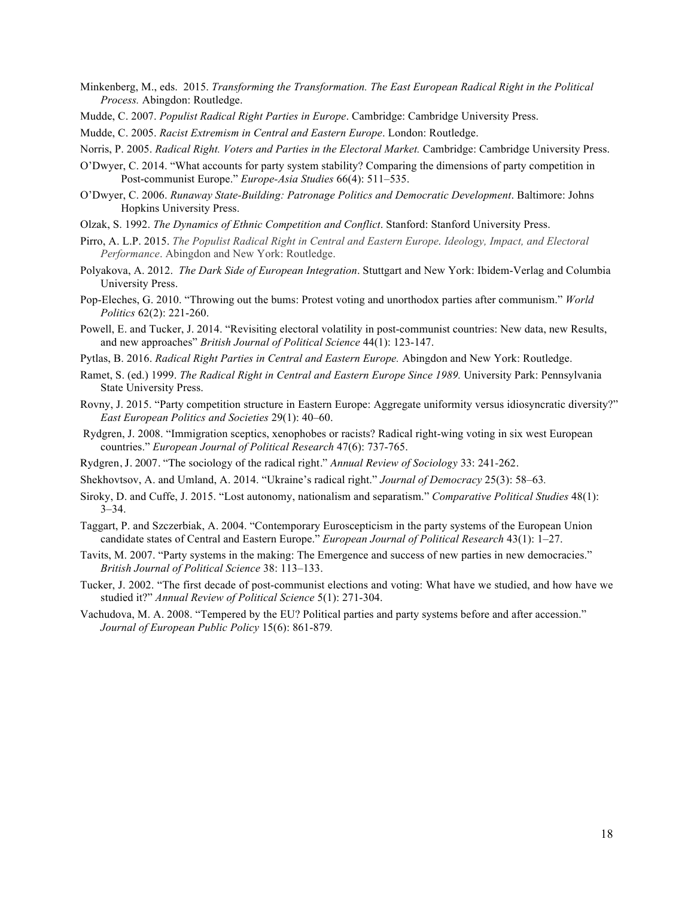Minkenberg, M., eds. 2015. *Transforming the Transformation. The East European Radical Right in the Political Process.* Abingdon: Routledge.

Mudde, C. 2007. *Populist Radical Right Parties in Europe*. Cambridge: Cambridge University Press.

Mudde, C. 2005. *Racist Extremism in Central and Eastern Europe*. London: Routledge.

Norris, P. 2005. *Radical Right. Voters and Parties in the Electoral Market.* Cambridge: Cambridge University Press.

O'Dwyer, C. 2014. "What accounts for party system stability? Comparing the dimensions of party competition in Post-communist Europe." *Europe-Asia Studies* 66(4): 511–535.

O'Dwyer, C. 2006. *Runaway State-Building: Patronage Politics and Democratic Development*. Baltimore: Johns Hopkins University Press.

Olzak, S. 1992. *The Dynamics of Ethnic Competition and Conflict*. Stanford: Stanford University Press.

Pirro, A. L.P. 2015. *The Populist Radical Right in Central and Eastern Europe. Ideology, Impact, and Electoral Performance*. Abingdon and New York: Routledge.

Polyakova, A. 2012. *The Dark Side of European Integration*. Stuttgart and New York: Ibidem-Verlag and Columbia University Press.

Pop-Eleches, G. 2010. "Throwing out the bums: Protest voting and unorthodox parties after communism." *World Politics* 62(2): 221-260.

Powell, E. and Tucker, J. 2014. "Revisiting electoral volatility in post-communist countries: New data, new Results, and new approaches" *British Journal of Political Science* 44(1): 123-147.

Pytlas, B. 2016. *Radical Right Parties in Central and Eastern Europe.* Abingdon and New York: Routledge.

Ramet, S. (ed.) 1999. *The Radical Right in Central and Eastern Europe Since 1989.* University Park: Pennsylvania State University Press.

Rovny, J. 2015. "Party competition structure in Eastern Europe: Aggregate uniformity versus idiosyncratic diversity?" *East European Politics and Societies* 29(1): 40–60.

Rydgren, J. 2008. "Immigration sceptics, xenophobes or racists? Radical right-wing voting in six west European countries." *European Journal of Political Research* 47(6): 737-765.

Rydgren, J. 2007. "The sociology of the radical right." *Annual Review of Sociology* 33: 241-262.

Shekhovtsov, A. and Umland, A. 2014. "Ukraine's radical right." *Journal of Democracy* 25(3): 58–63.

Siroky, D. and Cuffe, J. 2015. "Lost autonomy, nationalism and separatism." *Comparative Political Studies* 48(1): 3–34.

Taggart, P. and Szczerbiak, A. 2004. "Contemporary Euroscepticism in the party systems of the European Union candidate states of Central and Eastern Europe." *European Journal of Political Research* 43(1): 1–27.

Tavits, M. 2007. "Party systems in the making: The Emergence and success of new parties in new democracies." *British Journal of Political Science* 38: 113–133.

Tucker, J. 2002. "The first decade of post-communist elections and voting: What have we studied, and how have we studied it?" *Annual Review of Political Science* 5(1): 271-304.

Vachudova, M. A. 2008. "Tempered by the EU? Political parties and party systems before and after accession." *Journal of European Public Policy* 15(6): 861-879.